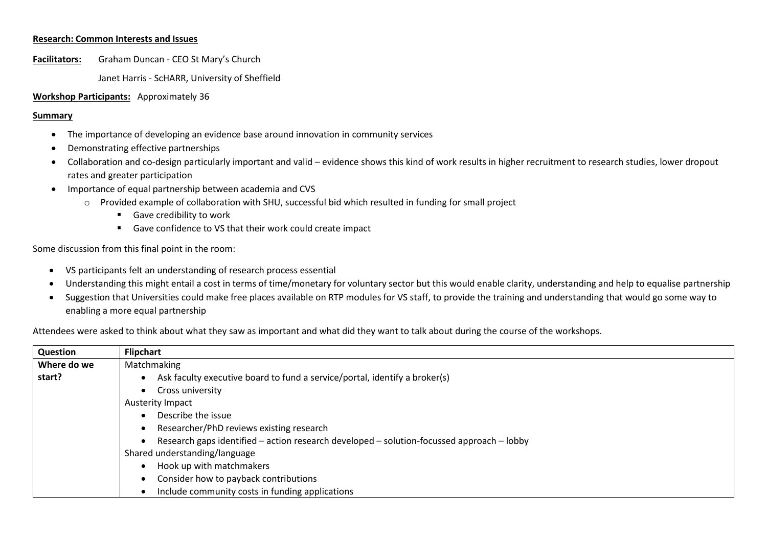**Research: Common Interests and Issues**

**Facilitators:** Graham Duncan - CEO St Mary's Church

Janet Harris - ScHARR, University of Sheffield

**Workshop Participants:** Approximately 36

**Summary**

- The importance of developing an evidence base around innovation in community services
- Demonstrating effective partnerships
- Collaboration and co-design particularly important and valid – evidence shows this kind of work results in higher recruitment to research studies, lower dropout rates and greater participation
- Importance of equal partnership between academia and CVS
  - Provided example of collaboration with SHU, successful bid which resulted in funding for small project
    - Gave credibility to work
    - Gave confidence to VS that their work could create impact

Some discussion from this final point in the room:

- VS participants felt an understanding of research process essential
- Understanding this might entail a cost in terms of time/monetary for voluntary sector but this would enable clarity, understanding and help to equalise partnership
- Suggestion that Universities could make free places available on RTP modules for VS staff, to provide the training and understanding that would go some way to enabling a more equal partnership

Attendees were asked to think about what they saw as important and what did they want to talk about during the course of the workshops.

| Question | Flipchart |
|---|---|
| **Where do we start?** | Matchmaking<br>• Ask faculty executive board to fund a service/portal, identify a broker(s)<br>• Cross university<br>Austerity Impact<br>• Describe the issue<br>• Researcher/PhD reviews existing research<br>• Research gaps identified – action research developed – solution-focussed approach – lobby<br>Shared understanding/language<br>• Hook up with matchmakers<br>• Consider how to payback contributions<br>• Include community costs in funding applications |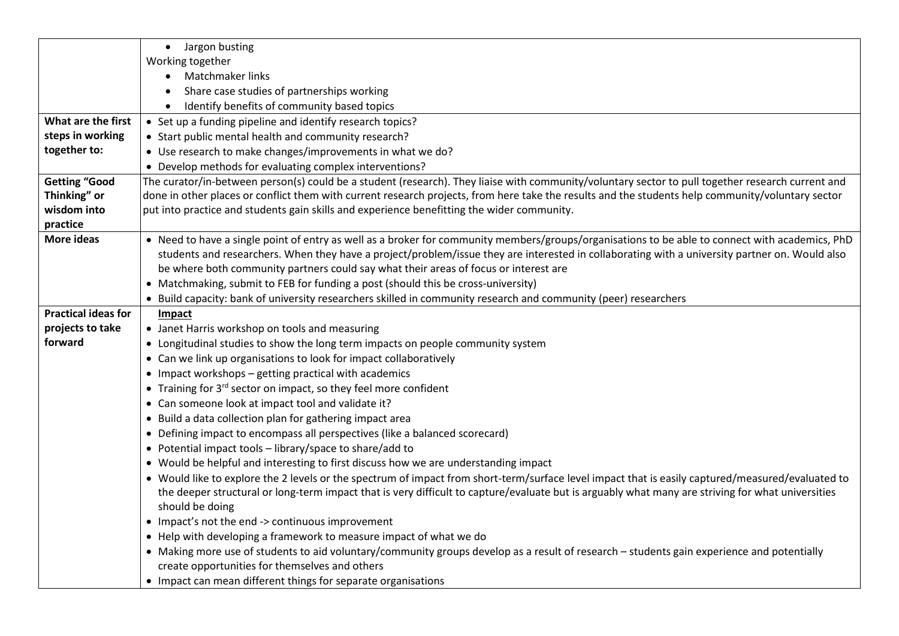| | |
|---|---|
| | • Jargon busting<br>Working together<br>• Matchmaker links<br>• Share case studies of partnerships working<br>• Identify benefits of community based topics |
| **What are the first steps in working together to:** | • Set up a funding pipeline and identify research topics?<br>• Start public mental health and community research?<br>• Use research to make changes/improvements in what we do?<br>• Develop methods for evaluating complex interventions? |
| **Getting "Good Thinking" or wisdom into practice** | The curator/in-between person(s) could be a student (research). They liaise with community/voluntary sector to pull together research current and done in other places or conflict them with current research projects, from here take the results and the students help community/voluntary sector put into practice and students gain skills and experience benefitting the wider community. |
| **More ideas** | • Need to have a single point of entry as well as a broker for community members/groups/organisations to be able to connect with academics, PhD students and researchers. When they have a project/problem/issue they are interested in collaborating with a university partner on. Would also be where both community partners could say what their areas of focus or interest are<br>• Matchmaking, submit to FEB for funding a post (should this be cross-university)<br>• Build capacity: bank of university researchers skilled in community research and community (peer) researchers |
| **Practical ideas for projects to take forward** | **Impact**<br>• Janet Harris workshop on tools and measuring<br>• Longitudinal studies to show the long term impacts on people community system<br>• Can we link up organisations to look for impact collaboratively<br>• Impact workshops – getting practical with academics<br>• Training for 3rd sector on impact, so they feel more confident<br>• Can someone look at impact tool and validate it?<br>• Build a data collection plan for gathering impact area<br>• Defining impact to encompass all perspectives (like a balanced scorecard)<br>• Potential impact tools – library/space to share/add to<br>• Would be helpful and interesting to first discuss how we are understanding impact<br>• Would like to explore the 2 levels or the spectrum of impact from short-term/surface level impact that is easily captured/measured/evaluated to the deeper structural or long-term impact that is very difficult to capture/evaluate but is arguably what many are striving for what universities should be doing<br>• Impact's not the end -> continuous improvement<br>• Help with developing a framework to measure impact of what we do<br>• Making more use of students to aid voluntary/community groups develop as a result of research – students gain experience and potentially create opportunities for themselves and others<br>• Impact can mean different things for separate organisations |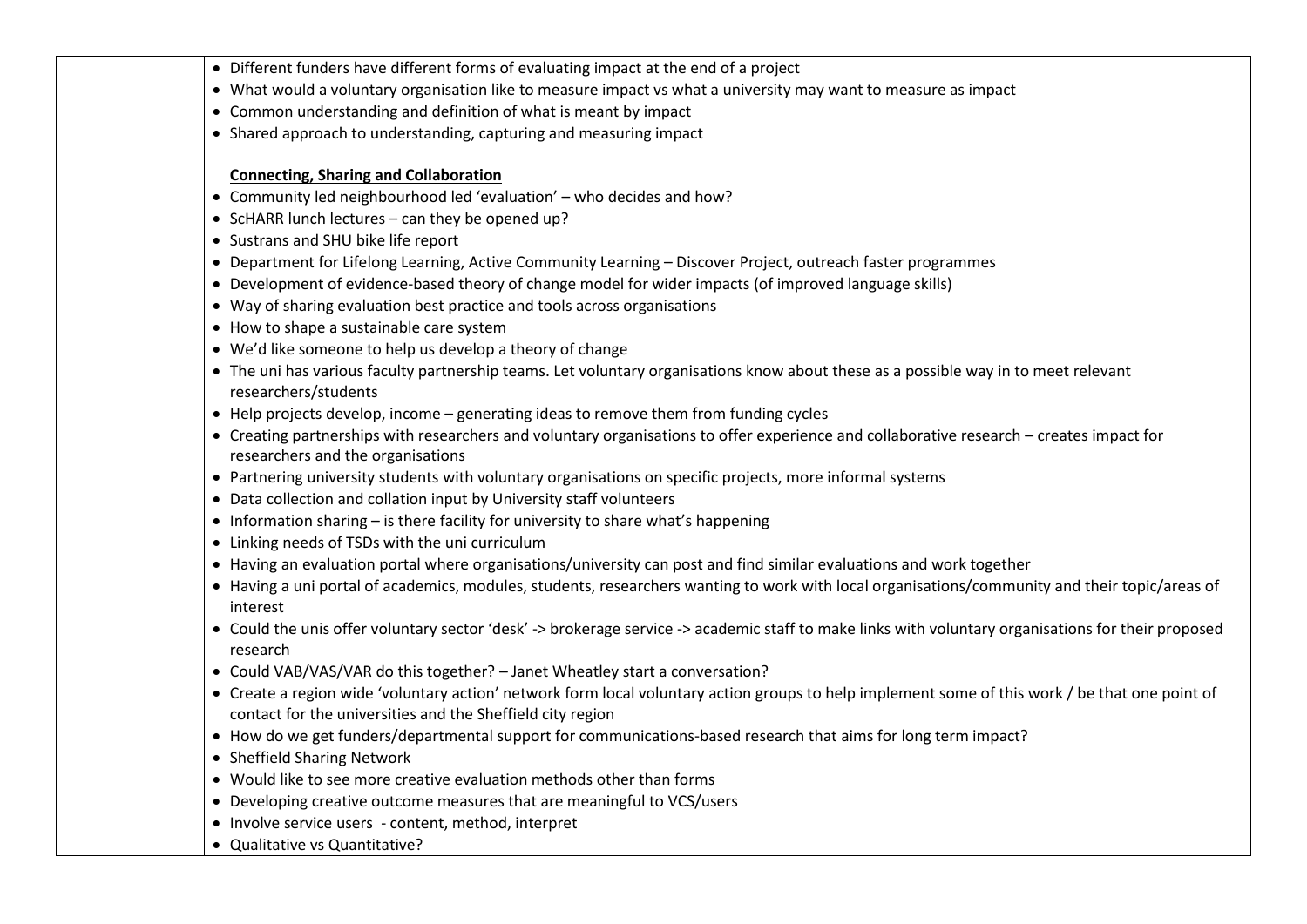| | |
|---|---|
| | • Different funders have different forms of evaluating impact at the end of a project<br>• What would a voluntary organisation like to measure impact vs what a university may want to measure as impact<br>• Common understanding and definition of what is meant by impact<br>• Shared approach to understanding, capturing and measuring impact<br><br>**Connecting, Sharing and Collaboration**<br>• Community led neighbourhood led 'evaluation' – who decides and how?<br>• ScHARR lunch lectures – can they be opened up?<br>• Sustrans and SHU bike life report<br>• Department for Lifelong Learning, Active Community Learning – Discover Project, outreach faster programmes<br>• Development of evidence-based theory of change model for wider impacts (of improved language skills)<br>• Way of sharing evaluation best practice and tools across organisations<br>• How to shape a sustainable care system<br>• We'd like someone to help us develop a theory of change<br>• The uni has various faculty partnership teams. Let voluntary organisations know about these as a possible way in to meet relevant researchers/students<br>• Help projects develop, income – generating ideas to remove them from funding cycles<br>• Creating partnerships with researchers and voluntary organisations to offer experience and collaborative research – creates impact for researchers and the organisations<br>• Partnering university students with voluntary organisations on specific projects, more informal systems<br>• Data collection and collation input by University staff volunteers<br>• Information sharing – is there facility for university to share what's happening<br>• Linking needs of TSDs with the uni curriculum<br>• Having an evaluation portal where organisations/university can post and find similar evaluations and work together<br>• Having a uni portal of academics, modules, students, researchers wanting to work with local organisations/community and their topic/areas of interest<br>• Could the unis offer voluntary sector 'desk' -> brokerage service -> academic staff to make links with voluntary organisations for their proposed research<br>• Could VAB/VAS/VAR do this together? – Janet Wheatley start a conversation?<br>• Create a region wide 'voluntary action' network form local voluntary action groups to help implement some of this work / be that one point of contact for the universities and the Sheffield city region<br>• How do we get funders/departmental support for communications-based research that aims for long term impact?<br>• Sheffield Sharing Network<br>• Would like to see more creative evaluation methods other than forms<br>• Developing creative outcome measures that are meaningful to VCS/users<br>• Involve service users - content, method, interpret<br>• Qualitative vs Quantitative? |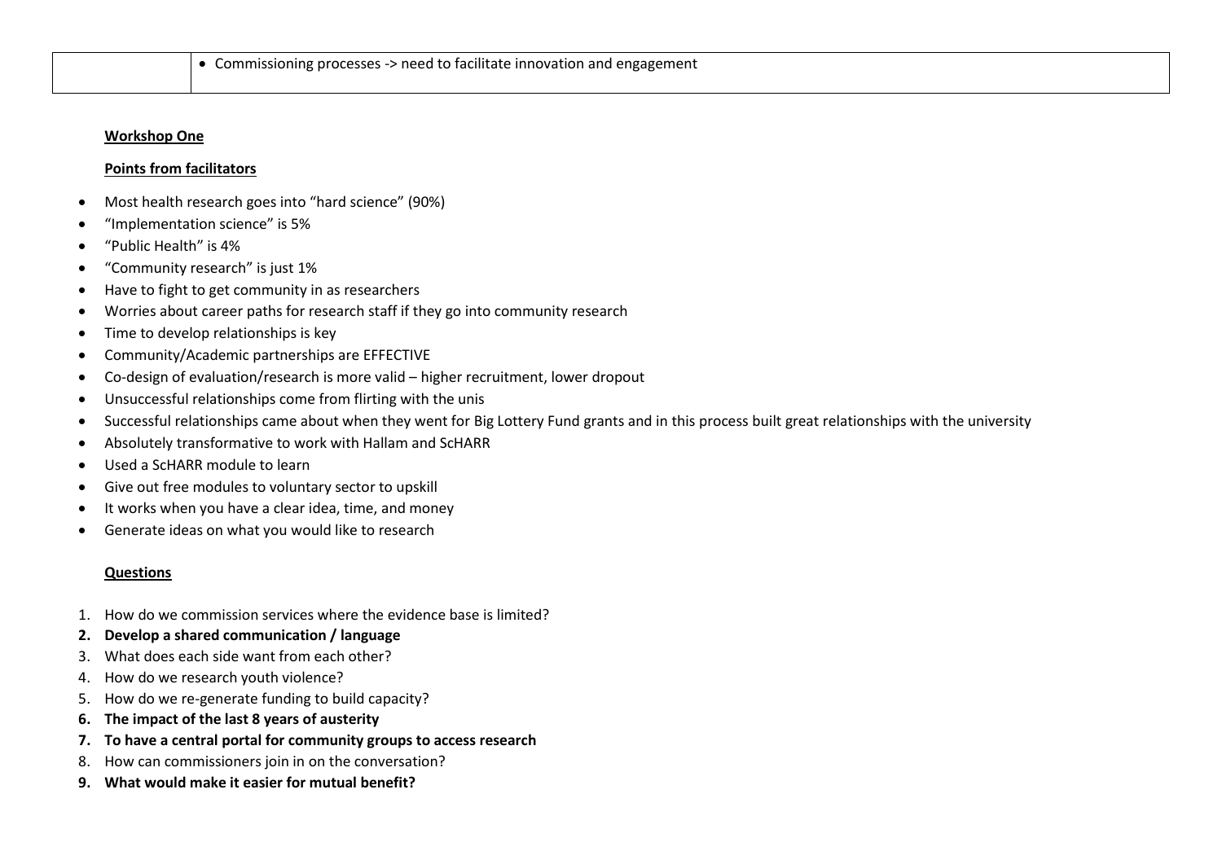| | |
|---|---|
| | • Commissioning processes -> need to facilitate innovation and engagement |

**Workshop One**

**Points from facilitators**

- Most health research goes into "hard science" (90%)
- "Implementation science" is 5%
- "Public Health" is 4%
- "Community research" is just 1%
- Have to fight to get community in as researchers
- Worries about career paths for research staff if they go into community research
- Time to develop relationships is key
- Community/Academic partnerships are EFFECTIVE
- Co-design of evaluation/research is more valid – higher recruitment, lower dropout
- Unsuccessful relationships come from flirting with the unis
- Successful relationships came about when they went for Big Lottery Fund grants and in this process built great relationships with the university
- Absolutely transformative to work with Hallam and ScHARR
- Used a ScHARR module to learn
- Give out free modules to voluntary sector to upskill
- It works when you have a clear idea, time, and money
- Generate ideas on what you would like to research

**Questions**

1. How do we commission services where the evidence base is limited?
2. **Develop a shared communication / language**
3. What does each side want from each other?
4. How do we research youth violence?
5. How do we re-generate funding to build capacity?
6. **The impact of the last 8 years of austerity**
7. **To have a central portal for community groups to access research**
8. How can commissioners join in on the conversation?
9. **What would make it easier for mutual benefit?**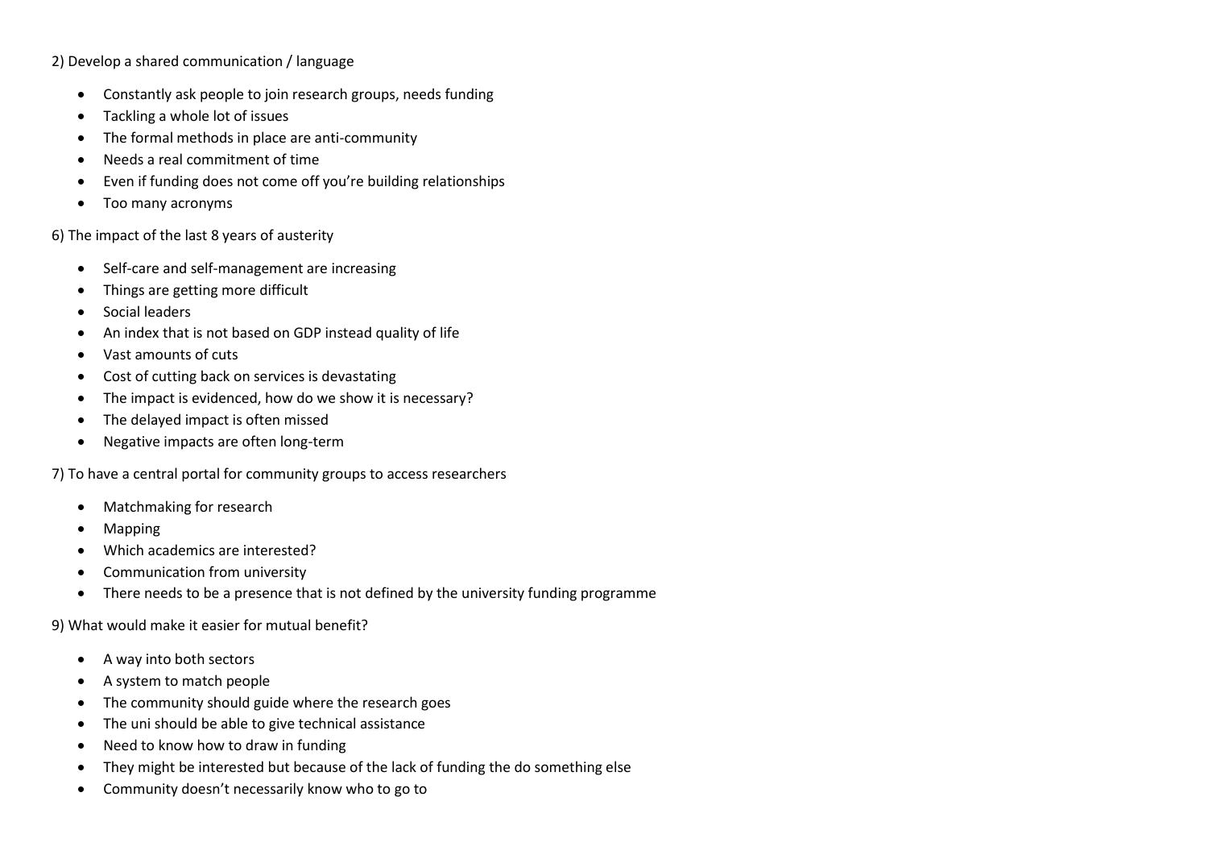2) Develop a shared communication / language

- Constantly ask people to join research groups, needs funding
- Tackling a whole lot of issues
- The formal methods in place are anti-community
- Needs a real commitment of time
- Even if funding does not come off you're building relationships
- Too many acronyms

6) The impact of the last 8 years of austerity

- Self-care and self-management are increasing
- Things are getting more difficult
- Social leaders
- An index that is not based on GDP instead quality of life
- Vast amounts of cuts
- Cost of cutting back on services is devastating
- The impact is evidenced, how do we show it is necessary?
- The delayed impact is often missed
- Negative impacts are often long-term

7) To have a central portal for community groups to access researchers

- Matchmaking for research
- Mapping
- Which academics are interested?
- Communication from university
- There needs to be a presence that is not defined by the university funding programme

9) What would make it easier for mutual benefit?

- A way into both sectors
- A system to match people
- The community should guide where the research goes
- The uni should be able to give technical assistance
- Need to know how to draw in funding
- They might be interested but because of the lack of funding the do something else
- Community doesn't necessarily know who to go to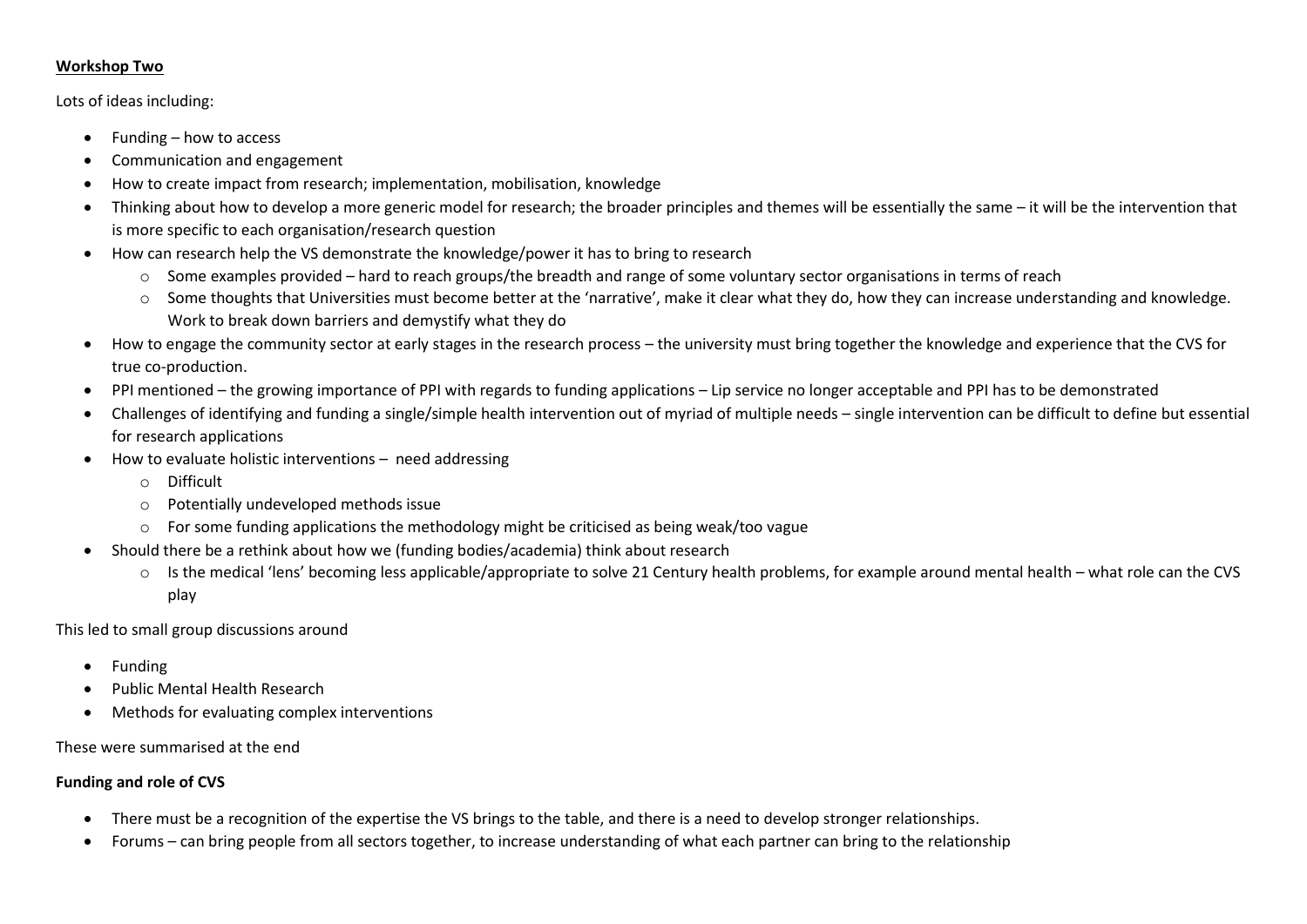**Workshop Two**

Lots of ideas including:

- Funding – how to access
- Communication and engagement
- How to create impact from research; implementation, mobilisation, knowledge
- Thinking about how to develop a more generic model for research; the broader principles and themes will be essentially the same – it will be the intervention that is more specific to each organisation/research question
- How can research help the VS demonstrate the knowledge/power it has to bring to research
    - Some examples provided – hard to reach groups/the breadth and range of some voluntary sector organisations in terms of reach
    - Some thoughts that Universities must become better at the 'narrative', make it clear what they do, how they can increase understanding and knowledge. Work to break down barriers and demystify what they do
- How to engage the community sector at early stages in the research process – the university must bring together the knowledge and experience that the CVS for true co-production.
- PPI mentioned – the growing importance of PPI with regards to funding applications – Lip service no longer acceptable and PPI has to be demonstrated
- Challenges of identifying and funding a single/simple health intervention out of myriad of multiple needs – single intervention can be difficult to define but essential for research applications
- How to evaluate holistic interventions – need addressing
    - Difficult
    - Potentially undeveloped methods issue
    - For some funding applications the methodology might be criticised as being weak/too vague
- Should there be a rethink about how we (funding bodies/academia) think about research
    - Is the medical 'lens' becoming less applicable/appropriate to solve 21 Century health problems, for example around mental health – what role can the CVS play

This led to small group discussions around

- Funding
- Public Mental Health Research
- Methods for evaluating complex interventions

These were summarised at the end

**Funding and role of CVS**

- There must be a recognition of the expertise the VS brings to the table, and there is a need to develop stronger relationships.
- Forums – can bring people from all sectors together, to increase understanding of what each partner can bring to the relationship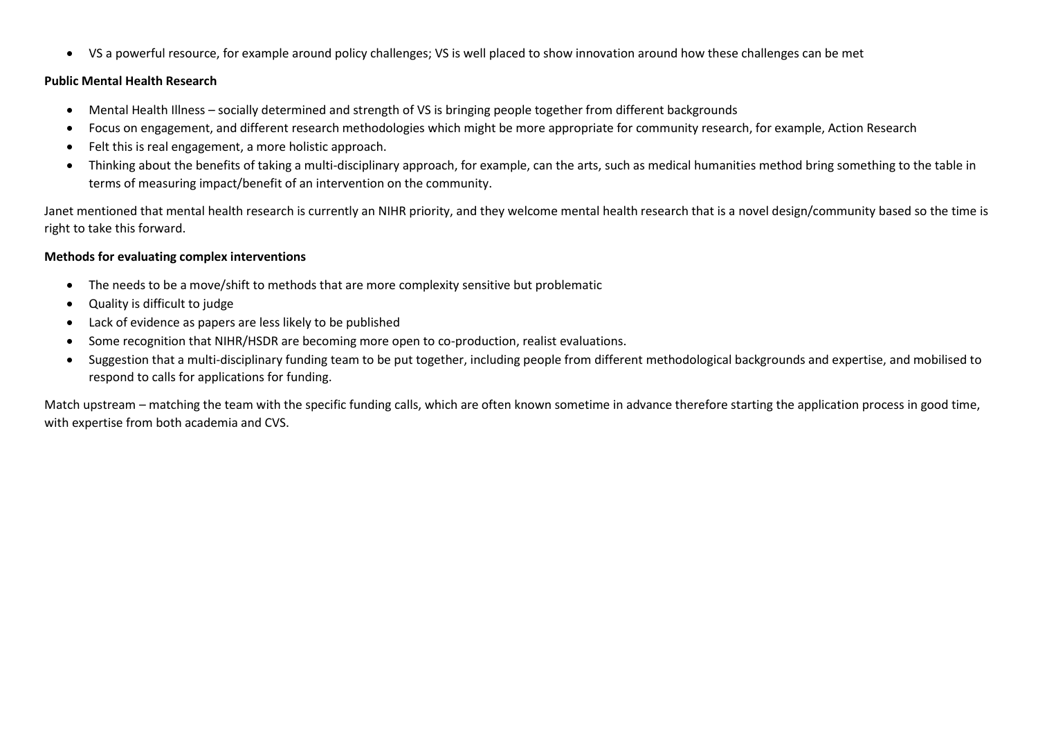- VS a powerful resource, for example around policy challenges; VS is well placed to show innovation around how these challenges can be met

**Public Mental Health Research**

- Mental Health Illness – socially determined and strength of VS is bringing people together from different backgrounds
- Focus on engagement, and different research methodologies which might be more appropriate for community research, for example, Action Research
- Felt this is real engagement, a more holistic approach.
- Thinking about the benefits of taking a multi-disciplinary approach, for example, can the arts, such as medical humanities method bring something to the table in terms of measuring impact/benefit of an intervention on the community.

Janet mentioned that mental health research is currently an NIHR priority, and they welcome mental health research that is a novel design/community based so the time is right to take this forward.

**Methods for evaluating complex interventions**

- The needs to be a move/shift to methods that are more complexity sensitive but problematic
- Quality is difficult to judge
- Lack of evidence as papers are less likely to be published
- Some recognition that NIHR/HSDR are becoming more open to co-production, realist evaluations.
- Suggestion that a multi-disciplinary funding team to be put together, including people from different methodological backgrounds and expertise, and mobilised to respond to calls for applications for funding.

Match upstream – matching the team with the specific funding calls, which are often known sometime in advance therefore starting the application process in good time, with expertise from both academia and CVS.